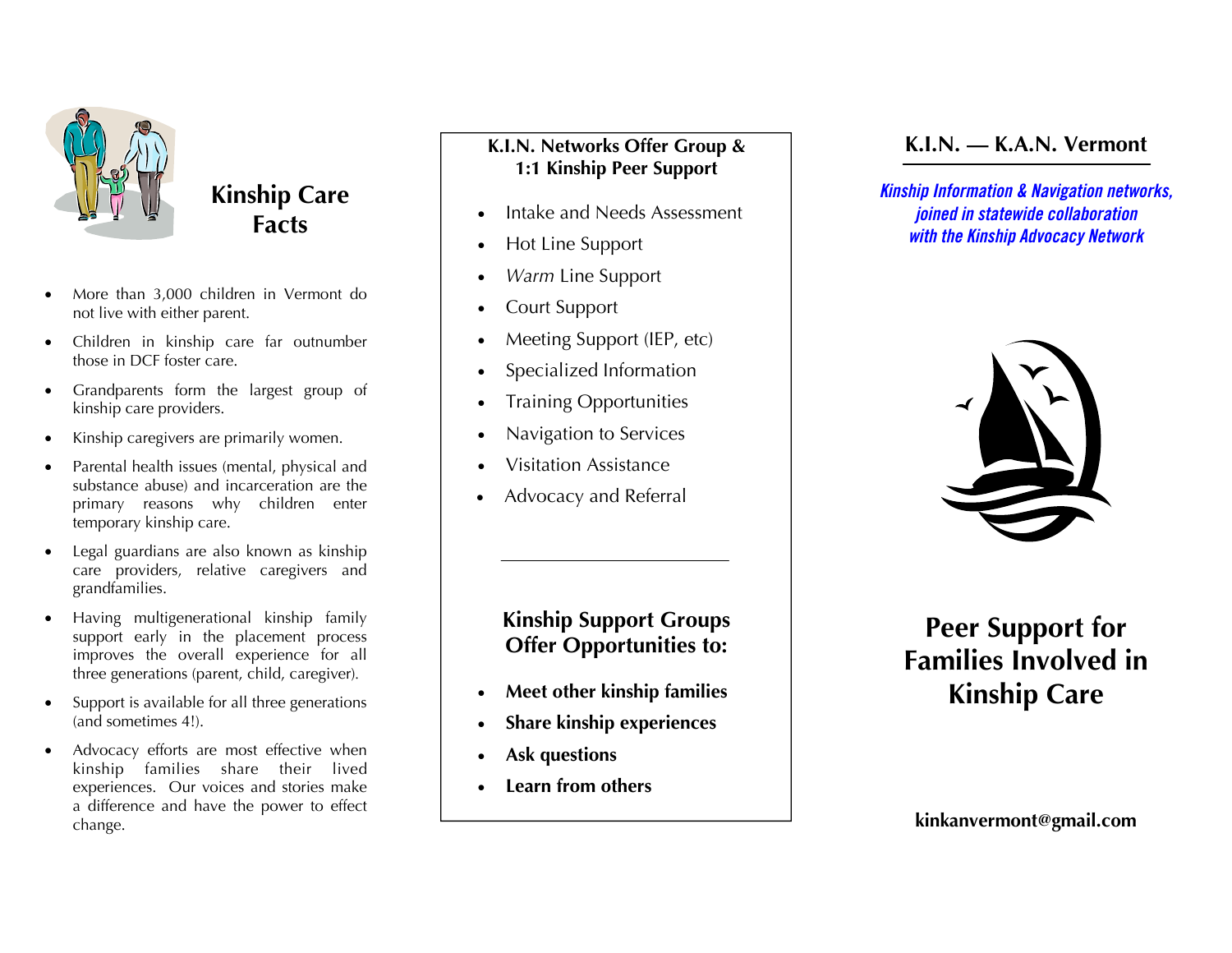## Kinship Care Facts

- More than 3,000 children in Vermont do not live with either parent.
- Children in kinship care far outnumber those in DCF foster care.
- Grandparents form the largest group of kinship care providers.
- Kinship caregivers are primarily women.
- Parental health issues (mental, physical and substance abuse) and incarceration are the primary reasons why children enter temporary kinship care.
- Legal guardians are also known as kinship care providers, relative caregivers and grandfamilies.
- Having multigenerational kinship family support early in the placement process improves the overall experience for all three generations (parent, child, caregiver).
- Support is available for all three generations (and sometimes 4!).
- Advocacy efforts are most effective when kinship families share their lived experiences. Our voices and stories make a difference and have the power to effect change.

### K.I.N. Networks Offer Group & 1:1 Kinship Peer Support

- Intake and Needs Assessment
- Hot Line Support
- *Warm* Line Support
- Court Support
- Meeting Support (IEP, etc)
- Specialized Information
- Training Opportunities
- Navigation to Services
- Visitation Assistance
- Advocacy and Referral

---

### Kinship Support Groups Offer Opportunities to:

- **Meet other kinship families**
- **Share kinship experiences**
- **Ask questions**
- **Learn from others**

## K.I.N. — K.A.N. Vermont

***Kinship Information & Navigation networks, joined in statewide collaboration with the Kinship Advocacy Network***

# Peer Support for Families Involved in Kinship Care

**kinkanvermont@gmail.com**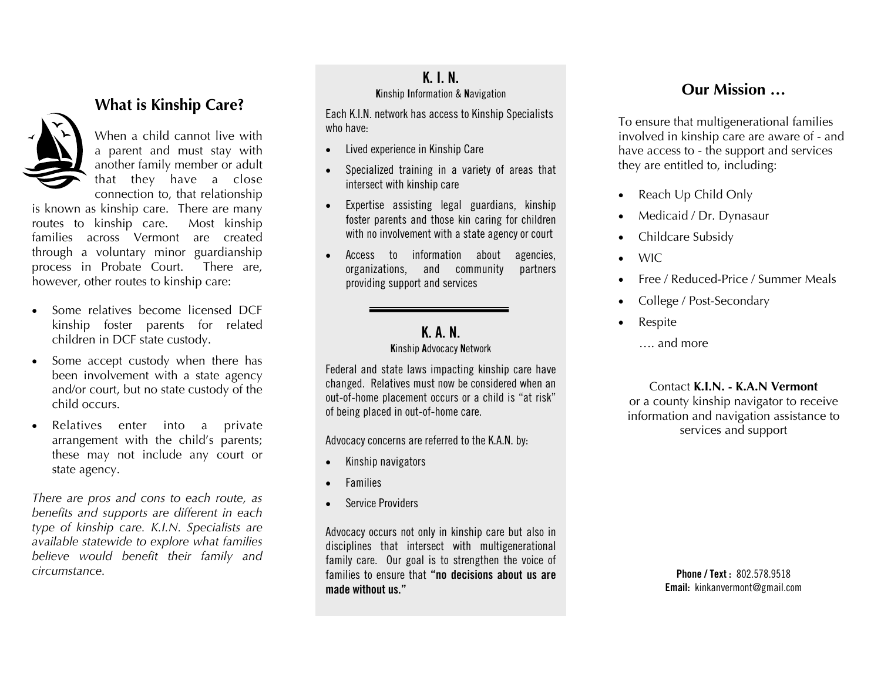## What is Kinship Care?

When a child cannot live with a parent and must stay with another family member or adult that they have a close connection to, that relationship is known as kinship care. There are many routes to kinship care. Most kinship families across Vermont are created through a voluntary minor guardianship process in Probate Court. There are, however, other routes to kinship care:

- Some relatives become licensed DCF kinship foster parents for related children in DCF state custody.
- Some accept custody when there has been involvement with a state agency and/or court, but no state custody of the child occurs.
- Relatives enter into a private arrangement with the child's parents; these may not include any court or state agency.

*There are pros and cons to each route, as benefits and supports are different in each type of kinship care. K.I.N. Specialists are available statewide to explore what families believe would benefit their family and circumstance.*

## K. I. N.

**K**inship **I**nformation & **N**avigation

Each K.I.N. network has access to Kinship Specialists who have:

- Lived experience in Kinship Care
- Specialized training in a variety of areas that intersect with kinship care
- Expertise assisting legal guardians, kinship foster parents and those kin caring for children with no involvement with a state agency or court
- Access to information about agencies, organizations, and community partners providing support and services

## K. A. N.

**K**inship **A**dvocacy **N**etwork

Federal and state laws impacting kinship care have changed. Relatives must now be considered when an out-of-home placement occurs or a child is "at risk" of being placed in out-of-home care.

Advocacy concerns are referred to the K.A.N. by:

- Kinship navigators
- Families
- Service Providers

Advocacy occurs not only in kinship care but also in disciplines that intersect with multigenerational family care. Our goal is to strengthen the voice of families to ensure that **"no decisions about us are made without us."**

## Our Mission …

To ensure that multigenerational families involved in kinship care are aware of - and have access to - the support and services they are entitled to, including:

- Reach Up Child Only
- Medicaid / Dr. Dynasaur
- Childcare Subsidy
- WIC
- Free / Reduced-Price / Summer Meals
- College / Post-Secondary
- Respite

…. and more

Contact **K.I.N. - K.A.N Vermont** or a county kinship navigator to receive information and navigation assistance to services and support

**Phone / Text :** 802.578.9518
**Email:** kinkanvermont@gmail.com